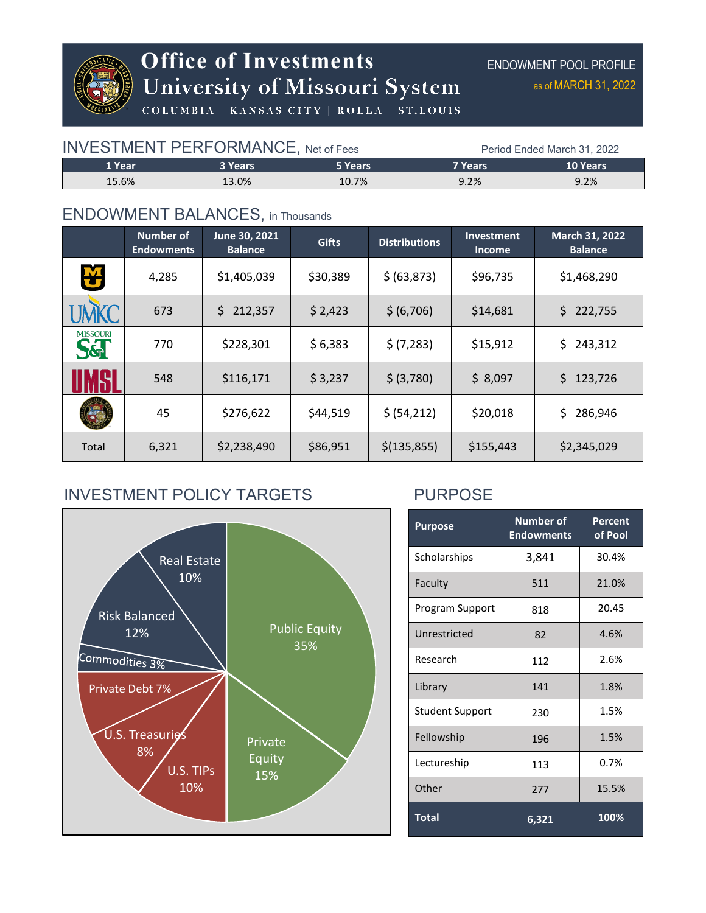# Office of Investments
# University of Missouri System

COLUMBIA | KANSAS CITY | ROLLA | ST.LOUIS

ENDOWMENT POOL PROFILE
as of MARCH 31, 2022

## INVESTMENT PERFORMANCE, Net of Fees

Period Ended March 31, 2022

| 1 Year | 3 Years | 5 Years | 7 Years | 10 Years |
|---|---|---|---|---|
| 15.6% | 13.0% | 10.7% | 9.2% | 9.2% |

## ENDOWMENT BALANCES, in Thousands

| | Number of Endowments | June 30, 2021 Balance | Gifts | Distributions | Investment Income | March 31, 2022 Balance |
|---|---|---|---|---|---|---|
| MU | 4,285 | $1,405,039 | $30,389 | $ (63,873) | $96,735 | $1,468,290 |
| UMKC | 673 | $ 212,357 | $ 2,423 | $ (6,706) | $14,681 | $ 222,755 |
| Missouri S&T | 770 | $228,301 | $ 6,383 | $ (7,283) | $15,912 | $ 243,312 |
| UMSL | 548 | $116,171 | $ 3,237 | $ (3,780) | $ 8,097 | $ 123,726 |
| UM System | 45 | $276,622 | $44,519 | $ (54,212) | $20,018 | $ 286,946 |
| Total | 6,321 | $2,238,490 | $86,951 | $(135,855) | $155,443 | $2,345,029 |

## INVESTMENT POLICY TARGETS

- Public Equity 35%
- Private Equity 15%
- U.S. TIPs 10%
- U.S. Treasuries 8%
- Private Debt 7%
- Commodities 3%
- Risk Balanced 12%
- Real Estate 10%

## PURPOSE

| Purpose | Number of Endowments | Percent of Pool |
|---|---|---|
| Scholarships | 3,841 | 30.4% |
| Faculty | 511 | 21.0% |
| Program Support | 818 | 20.45 |
| Unrestricted | 82 | 4.6% |
| Research | 112 | 2.6% |
| Library | 141 | 1.8% |
| Student Support | 230 | 1.5% |
| Fellowship | 196 | 1.5% |
| Lectureship | 113 | 0.7% |
| Other | 277 | 15.5% |
| **Total** | **6,321** | **100%** |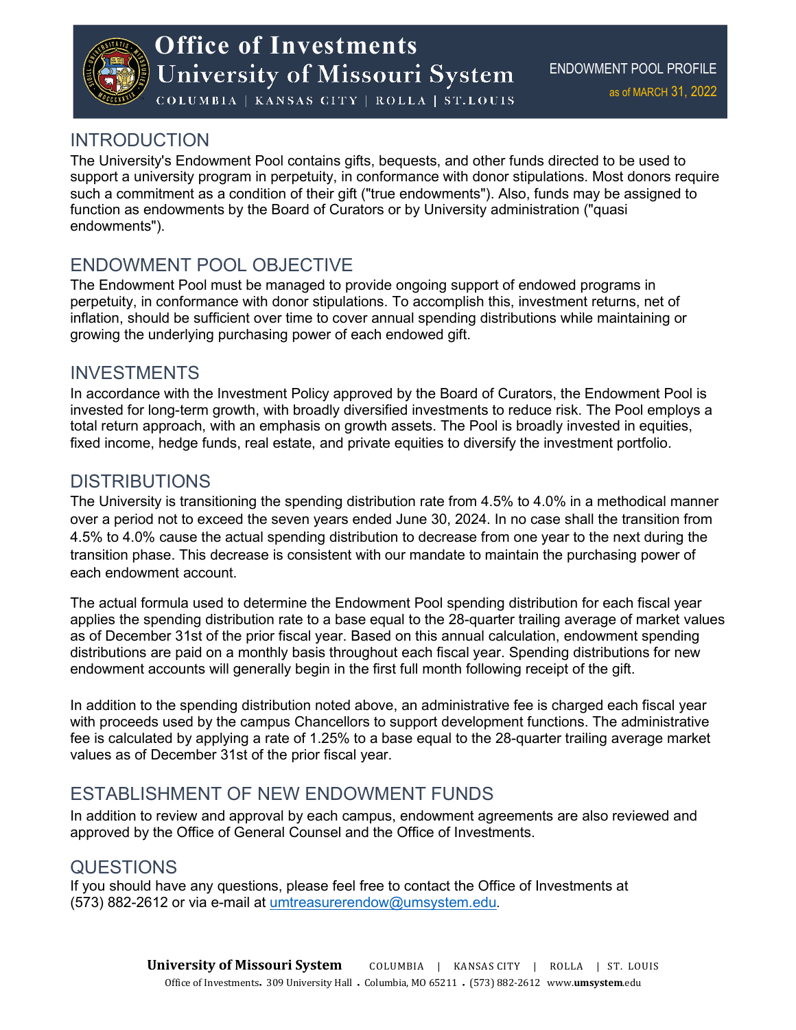# Office of Investments
## University of Missouri System
COLUMBIA | KANSAS CITY | ROLLA | ST.LOUIS

ENDOWMENT POOL PROFILE
as of MARCH 31, 2022

## INTRODUCTION

The University's Endowment Pool contains gifts, bequests, and other funds directed to be used to support a university program in perpetuity, in conformance with donor stipulations. Most donors require such a commitment as a condition of their gift ("true endowments"). Also, funds may be assigned to function as endowments by the Board of Curators or by University administration ("quasi endowments").

## ENDOWMENT POOL OBJECTIVE

The Endowment Pool must be managed to provide ongoing support of endowed programs in perpetuity, in conformance with donor stipulations. To accomplish this, investment returns, net of inflation, should be sufficient over time to cover annual spending distributions while maintaining or growing the underlying purchasing power of each endowed gift.

## INVESTMENTS

In accordance with the Investment Policy approved by the Board of Curators, the Endowment Pool is invested for long-term growth, with broadly diversified investments to reduce risk. The Pool employs a total return approach, with an emphasis on growth assets. The Pool is broadly invested in equities, fixed income, hedge funds, real estate, and private equities to diversify the investment portfolio.

## DISTRIBUTIONS

The University is transitioning the spending distribution rate from 4.5% to 4.0% in a methodical manner over a period not to exceed the seven years ended June 30, 2024. In no case shall the transition from 4.5% to 4.0% cause the actual spending distribution to decrease from one year to the next during the transition phase. This decrease is consistent with our mandate to maintain the purchasing power of each endowment account.

The actual formula used to determine the Endowment Pool spending distribution for each fiscal year applies the spending distribution rate to a base equal to the 28-quarter trailing average of market values as of December 31st of the prior fiscal year. Based on this annual calculation, endowment spending distributions are paid on a monthly basis throughout each fiscal year. Spending distributions for new endowment accounts will generally begin in the first full month following receipt of the gift.

In addition to the spending distribution noted above, an administrative fee is charged each fiscal year with proceeds used by the campus Chancellors to support development functions. The administrative fee is calculated by applying a rate of 1.25% to a base equal to the 28-quarter trailing average market values as of December 31st of the prior fiscal year.

## ESTABLISHMENT OF NEW ENDOWMENT FUNDS

In addition to review and approval by each campus, endowment agreements are also reviewed and approved by the Office of General Counsel and the Office of Investments.

## QUESTIONS

If you should have any questions, please feel free to contact the Office of Investments at (573) 882-2612 or via e-mail at umtreasurerendow@umsystem.edu.

**University of Missouri System** COLUMBIA | KANSAS CITY | ROLLA | ST. LOUIS
Office of Investments. 309 University Hall . Columbia, MO 65211 . (573) 882-2612 www.umsystem.edu